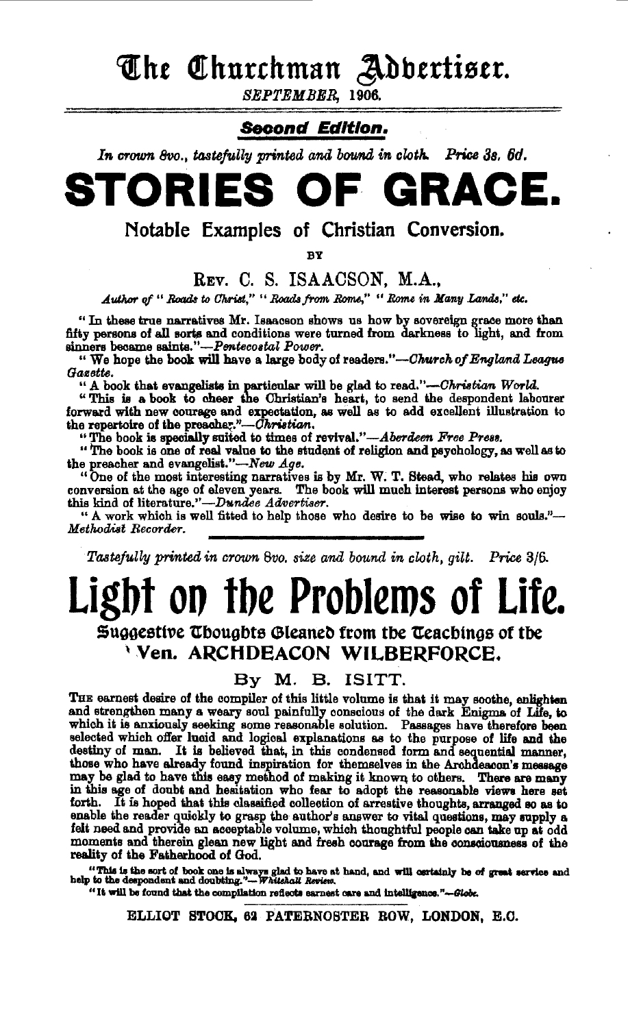# The Churchman Advertiser.

*SEPTEMBER, 1906.*

***Second Edition.***

*In crown 8vo., tastefully printed and bound in cloth. Price 3s. 6d.*

# STORIES OF GRACE.

## Notable Examples of Christian Conversion.

BY

REV. C. S. ISAACSON, M.A.,

*Author of "Roads to Christ," "Roads from Rome," "Rome in Many Lands," etc.*

"In these true narratives Mr. Isaacson shows us how by sovereign grace more than fifty persons of all sorts and conditions were turned from darkness to light, and from sinners became saints."—*Pentecostal Power.*

"We hope the book will have a large body of readers."—*Church of England League Gazette.*

"A book that evangelists in particular will be glad to read."—*Christian World.*

"This is a book to cheer the Christian's heart, to send the despondent labourer forward with new courage and expectation, as well as to add excellent illustration to the repertoire of the preacher."—*Christian.*

"The book is specially suited to times of revival."—*Aberdeen Free Press.*

"The book is one of real value to the student of religion and psychology, as well as to the preacher and evangelist."—*New Age.*

"One of the most interesting narratives is by Mr. W. T. Stead, who relates his own conversion at the age of eleven years. The book will much interest persons who enjoy this kind of literature."—*Dundee Advertiser.*

"A work which is well fitted to help those who desire to be wise to win souls."—*Methodist Recorder.*

---

*Tastefully printed in crown 8vo. size and bound in cloth, gilt. Price 3/6.*

# Light on the Problems of Life.

## Suggestive Thoughts Gleaned from the Teachings of the Ven. ARCHDEACON WILBERFORCE.

### By M. B. ISITT.

THE earnest desire of the compiler of this little volume is that it may soothe, enlighten and strengthen many a weary soul painfully conscious of the dark Enigma of Life, to which it is anxiously seeking some reasonable solution. Passages have therefore been selected which offer lucid and logical explanations as to the purpose of life and the destiny of man. It is believed that, in this condensed form and sequential manner, those who have already found inspiration for themselves in the Archdeacon's message may be glad to have this easy method of making it known to others. There are many in this age of doubt and hesitation who fear to adopt the reasonable views here set forth. It is hoped that this classified collection of arrestive thoughts, arranged so as to enable the reader quickly to grasp the author's answer to vital questions, may supply a felt need and provide an acceptable volume, which thoughtful people can take up at odd moments and therein glean new light and fresh courage from the consciousness of the reality of the Fatherhood of God.

"This is the sort of book one is always glad to have at hand, and will certainly be of great service and help to the despondent and doubting."—*Whitehall Review.*

"It will be found that the compilation reflects earnest care and intelligence."—*Globe.*

---

ELLIOT STOCK, 62 PATERNOSTER ROW, LONDON, E.C.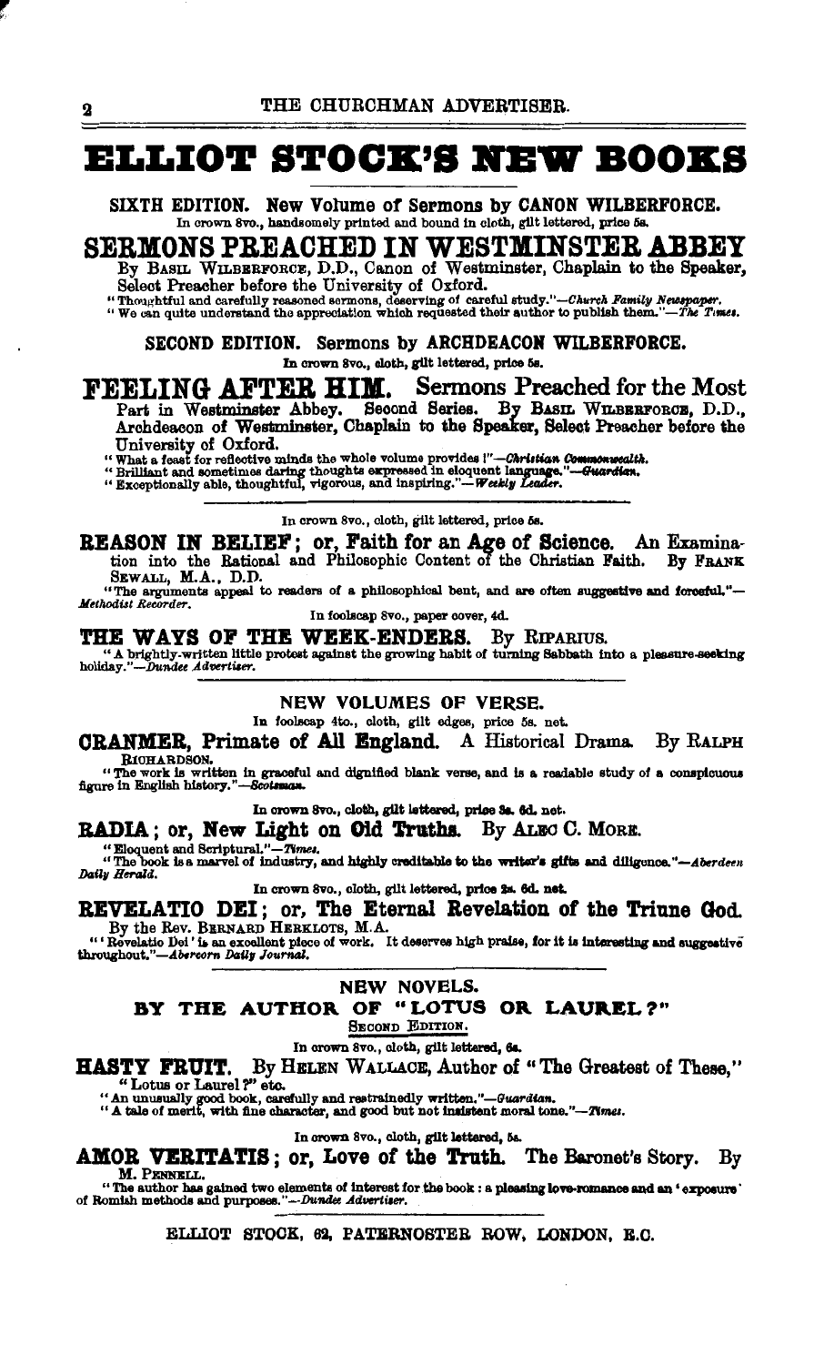# ELLIOT STOCK'S NEW BOOKS

**SIXTH EDITION. New Volume of Sermons by CANON WILBERFORCE.**
In crown 8vo., handsomely printed and bound in cloth, gilt lettered, price 5s.

## SERMONS PREACHED IN WESTMINSTER ABBEY

By BASIL WILBERFORCE, D.D., Canon of Westminster, Chaplain to the Speaker, Select Preacher before the University of Oxford.

"Thoughtful and carefully reasoned sermons, deserving of careful study."—*Church Family Newspaper.*
"We can quite understand the appreciation which requested their author to publish them."—*The Times.*

**SECOND EDITION. Sermons by ARCHDEACON WILBERFORCE.**
In crown 8vo., cloth, gilt lettered, price 5s.

**FEELING AFTER HIM.** Sermons Preached for the Most Part in Westminster Abbey. Second Series. By BASIL WILBERFORCE, D.D., Archdeacon of Westminster, Chaplain to the Speaker, Select Preacher before the University of Oxford.

"What a feast for reflective minds the whole volume provides!"—*Christian Commonwealth.*
"Brilliant and sometimes daring thoughts expressed in eloquent language."—*Guardian.*
"Exceptionally able, thoughtful, vigorous, and inspiring."—*Weekly Leader.*

---

In crown 8vo., cloth, gilt lettered, price 5s.

**REASON IN BELIEF; or, Faith for an Age of Science.** An Examination into the Rational and Philosophic Content of the Christian Faith. By FRANK SEWALL, M.A., D.D.

"The arguments appeal to readers of a philosophical bent, and are often suggestive and forceful."—*Methodist Recorder.*

In foolscap 8vo., paper cover, 4d.

**THE WAYS OF THE WEEK-ENDERS.** By RIPARIUS.

"A brightly-written little protest against the growing habit of turning Sabbath into a pleasure-seeking holiday."—*Dundee Advertiser.*

---

### NEW VOLUMES OF VERSE.

In foolscap 4to., cloth, gilt edges, price 5s. net.

**CRANMER, Primate of All England.** A Historical Drama. By RALPH RICHARDSON.

"The work is written in graceful and dignified blank verse, and is a readable study of a conspicuous figure in English history."—*Scotsman.*

In crown 8vo., cloth, gilt lettered, price 3s. 6d. net.

**RADIA; or, New Light on Old Truths.** By ALEC C. MORE.

"Eloquent and Scriptural."—*Times.*
"The book is a marvel of industry, and highly creditable to the writer's gifts and diligence."—*Aberdeen Daily Herald.*

In crown 8vo., cloth, gilt lettered, price 2s. 6d. net.

**REVELATIO DEI; or, The Eternal Revelation of the Triune God.** By the Rev. BERNARD HERKLOTS, M.A.

"'Revelatio Dei' is an excellent piece of work. It deserves high praise, for it is interesting and suggestive throughout."—*Abercorn Daily Journal.*

---

### NEW NOVELS.

**BY THE AUTHOR OF "LOTUS OR LAUREL?"**

SECOND EDITION.

In crown 8vo., cloth, gilt lettered, 6s.

**HASTY FRUIT.** By HELEN WALLACE, Author of "The Greatest of These," "Lotus or Laurel?" etc.

"An unusually good book, carefully and restrainedly written."—*Guardian.*
"A tale of merit, with fine character, and good but not insistent moral tone."—*Times.*

In crown 8vo., cloth, gilt lettered, 5s.

**AMOR VERITATIS; or, Love of the Truth.** The Baronet's Story. By M. PENNELL.

"The author has gained two elements of interest for the book: a pleasing love-romance and an 'exposure' of Romish methods and purposes."—*Dundee Advertiser.*

ELLIOT STOCK, 62, PATERNOSTER ROW, LONDON, E.C.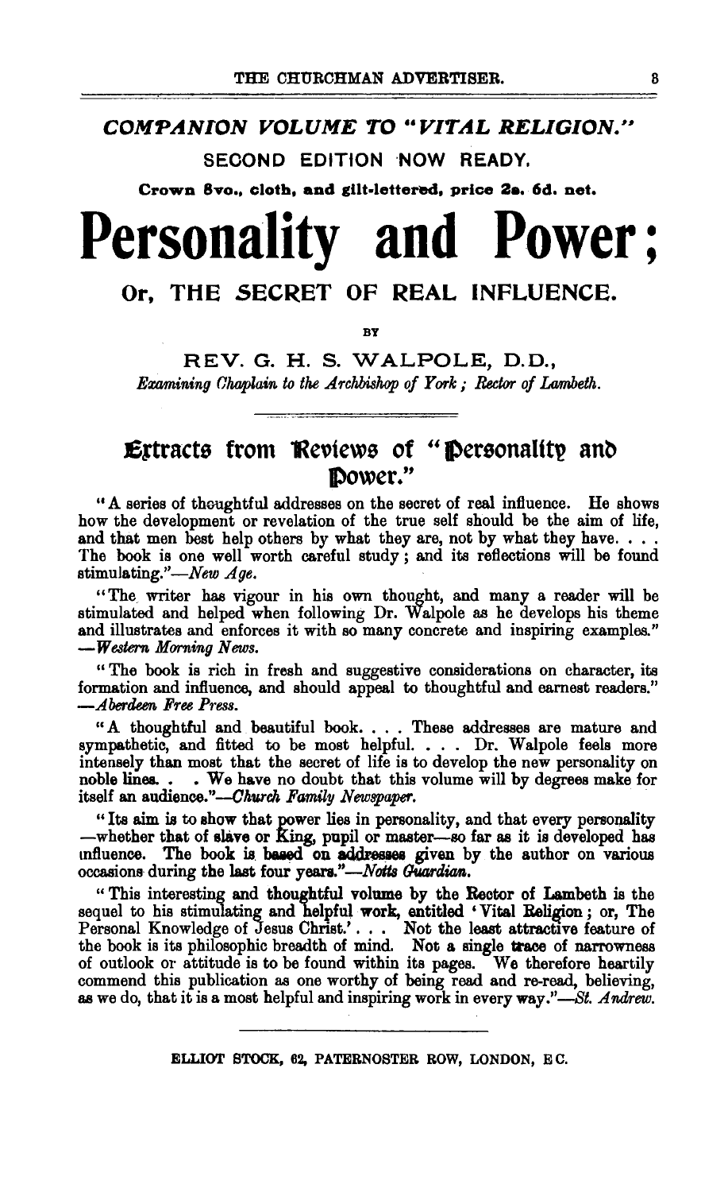## *COMPANION VOLUME TO "VITAL RELIGION."*

**SECOND EDITION NOW READY.**

**Crown 8vo., cloth, and gilt-lettered, price 2s. 6d. net.**

# Personality and Power;

## Or, THE SECRET OF REAL INFLUENCE.

BY

REV. G. H. S. WALPOLE, D.D.,

*Examining Chaplain to the Archbishop of York; Rector of Lambeth.*

---

### Extracts from Reviews of "Personality and Power."

"A series of thoughtful addresses on the secret of real influence. He shows how the development or revelation of the true self should be the aim of life, and that men best help others by what they are, not by what they have. . . . The book is one well worth careful study; and its reflections will be found stimulating."—*New Age.*

"The writer has vigour in his own thought, and many a reader will be stimulated and helped when following Dr. Walpole as he develops his theme and illustrates and enforces it with so many concrete and inspiring examples." —*Western Morning News.*

"The book is rich in fresh and suggestive considerations on character, its formation and influence, and should appeal to thoughtful and earnest readers." —*Aberdeen Free Press.*

"A thoughtful and beautiful book. . . . These addresses are mature and sympathetic, and fitted to be most helpful. . . . Dr. Walpole feels more intensely than most that the secret of life is to develop the new personality on noble lines. . . We have no doubt that this volume will by degrees make for itself an audience."—*Church Family Newspaper.*

"Its aim is to show that power lies in personality, and that every personality —whether that of slave or King, pupil or master—so far as it is developed has influence. The book is based on addresses given by the author on various occasions during the last four years."—*Notts Guardian.*

"This interesting and thoughtful volume by the Rector of Lambeth is the sequel to his stimulating and helpful work, entitled 'Vital Religion; or, The Personal Knowledge of Jesus Christ.' . . . Not the least attractive feature of the book is its philosophic breadth of mind. Not a single trace of narrowness of outlook or attitude is to be found within its pages. We therefore heartily commend this publication as one worthy of being read and re-read, believing, as we do, that it is a most helpful and inspiring work in every way."—*St. Andrew.*

---

ELLIOT STOCK, 62, PATERNOSTER ROW, LONDON, E.C.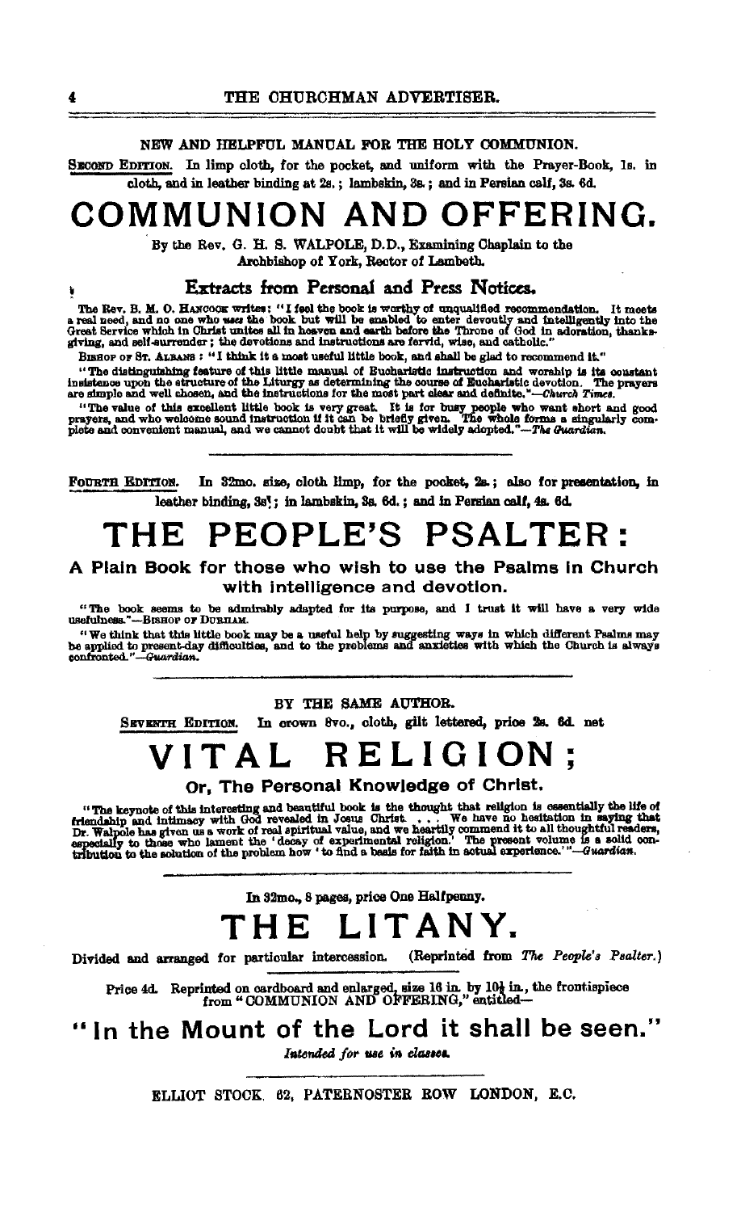NEW AND HELPFUL MANUAL FOR THE HOLY COMMUNION.

SECOND EDITION. In limp cloth, for the pocket, and uniform with the Prayer-Book, 1s. in cloth, and in leather binding at 2s.; lambskin, 3s.; and in Persian calf, 3s. 6d.

# COMMUNION AND OFFERING.

By the Rev. G. H. S. WALPOLE, D.D., Examining Chaplain to the Archbishop of York, Rector of Lambeth.

### Extracts from Personal and Press Notices.

The Rev. B. M. O. HANCOCK writes: "I feel the book is worthy of unqualified recommendation. It meets a real need, and no one who *uses* the book but will be enabled to enter devoutly and intelligently into the Great Service which in Christ unites all in heaven and earth before the Throne of God in adoration, thanksgiving, and self-surrender; the devotions and instructions are fervid, wise, and catholic."

BISHOP OF ST. ALBANS: "I think it a most useful little book, and shall be glad to recommend it."

"The distinguishing feature of this little manual of Eucharistic instruction and worship is its constant insistence upon the structure of the Liturgy as determining the course of Eucharistic devotion. The prayers are simple and well chosen, and the instructions for the most part clear and definite."—*Church Times.*

"The value of this excellent little book is very great. It is for busy people who want short and good prayers, and who welcome sound instruction if it can be briefly given. The whole forms a singularly complete and convenient manual, and we cannot doubt that it will be widely adopted."—*The Guardian.*

---

FOURTH EDITION. In 32mo. size, cloth limp, for the pocket, 2s.; also for presentation, in leather binding, 3s.; in lambskin, 3s. 6d.; and in Persian calf, 4s. 6d.

# THE PEOPLE'S PSALTER:

## A Plain Book for those who wish to use the Psalms in Church with intelligence and devotion.

"The book seems to be admirably adapted for its purpose, and I trust it will have a very wide usefulness."—BISHOP OF DURHAM.

"We think that this little book may be a useful help by suggesting ways in which different Psalms may be applied to present-day difficulties, and to the problems and anxieties with which the Church is always confronted."—*Guardian.*

---

BY THE SAME AUTHOR.

SEVENTH EDITION. In crown 8vo., cloth, gilt lettered, price 2s. 6d. net

# VITAL RELIGION;

## Or, The Personal Knowledge of Christ.

"The keynote of this interesting and beautiful book is the thought that religion is essentially the life of friendship and intimacy with God revealed in Jesus Christ. . . . We have no hesitation in saying that Dr. Walpole has given us a work of real spiritual value, and we heartily commend it to all thoughtful readers, especially to those who lament the 'decay of experimental religion.' The present volume is a solid contribution to the solution of the problem how 'to find a basis for faith in actual experience.'"—*Guardian.*

---

In 32mo., 8 pages, price One Halfpenny.

# THE LITANY.

Divided and arranged for particular intercession. (Reprinted from *The People's Psalter.*)

Price 4d. Reprinted on cardboard and enlarged, size 16 in. by 10½ in., the frontispiece from "COMMUNION AND OFFERING," entitled—

## "In the Mount of the Lord it shall be seen."

*Intended for use in classes.*

---

ELLIOT STOCK, 62, PATERNOSTER ROW LONDON, E.C.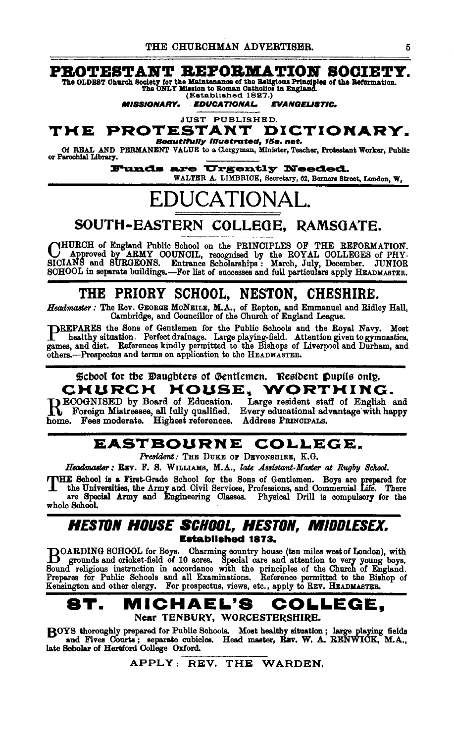# PROTESTANT REFORMATION SOCIETY.

The OLDEST Church Society for the Maintenance of the Religious Principles of the Reformation.
The ONLY Mission to Roman Catholics in England.
(Established 1827.)

***MISSIONARY. EDUCATIONAL. EVANGELISTIC.***

JUST PUBLISHED.

## THE PROTESTANT DICTIONARY.

***Beautifully Illustrated, 15s. net.***

Of REAL AND PERMANENT VALUE to a Clergyman, Minister, Teacher, Protestant Worker, Public or Parochial Library.

**Funds are Urgently Needed.**

WALTER A. LIMBRICK, Secretary, 62, Berners Street, London, W.

---

# EDUCATIONAL.

## SOUTH-EASTERN COLLEGE, RAMSGATE.

CHURCH of England Public School on the PRINCIPLES OF THE REFORMATION. Approved by ARMY COUNCIL, recognised by the ROYAL COLLEGES of PHYSICIANS and SURGEONS. Entrance Scholarships: March, July, December. JUNIOR SCHOOL in separate buildings.—For list of successes and full particulars apply HEADMASTER.

---

## THE PRIORY SCHOOL, NESTON, CHESHIRE.

*Headmaster:* The Rev. GEORGE MCNEILE, M.A., of Repton, and Emmanuel and Ridley Hall, Cambridge, and Councillor of the Church of England League.

PREPARES the Sons of Gentlemen for the Public Schools and the Royal Navy. Most healthy situation. Perfect drainage. Large playing-field. Attention given to gymnastics, games, and diet. References kindly permitted to the Bishops of Liverpool and Durham, and others.—Prospectus and terms on application to the HEADMASTER.

---

School for the Daughters of Gentlemen. Resident Pupils only.

## CHURCH HOUSE, WORTHING.

RECOGNISED by Board of Education. Large resident staff of English and Foreign Mistresses, all fully qualified. Every educational advantage with happy home. Fees moderate. Highest references. Address PRINCIPALS.

---

## EASTBOURNE COLLEGE.

*President:* THE DUKE OF DEVONSHIRE, K.G.

*Headmaster:* REV. F. S. WILLIAMS, M.A., *late Assistant-Master at Rugby School.*

THE School is a First-Grade School for the Sons of Gentlemen. Boys are prepared for the Universities, the Army and Civil Services, Professions, and Commercial Life. There are Special Army and Engineering Classes. Physical Drill is compulsory for the whole School.

---

## *HESTON HOUSE SCHOOL, HESTON, MIDDLESEX.*

**Established 1873.**

BOARDING SCHOOL for Boys. Charming country house (ten miles west of London), with grounds and cricket-field of 10 acres. Special care and attention to very young boys. Sound religious instruction in accordance with the principles of the Church of England. Prepares for Public Schools and all Examinations. Reference permitted to the Bishop of Kensington and other clergy. For prospectus, views, etc., apply to REV. HEADMASTER.

---

## ST. MICHAEL'S COLLEGE,

**Near TENBURY, WORCESTERSHIRE.**

BOYS thoroughly prepared for Public Schools. Most healthy situation; large playing fields and Fives Courts; separate cubicles. Head master, REV. W. A. RENWICK, M.A., late Scholar of Hertford College Oxford.

APPLY: REV. THE WARDEN.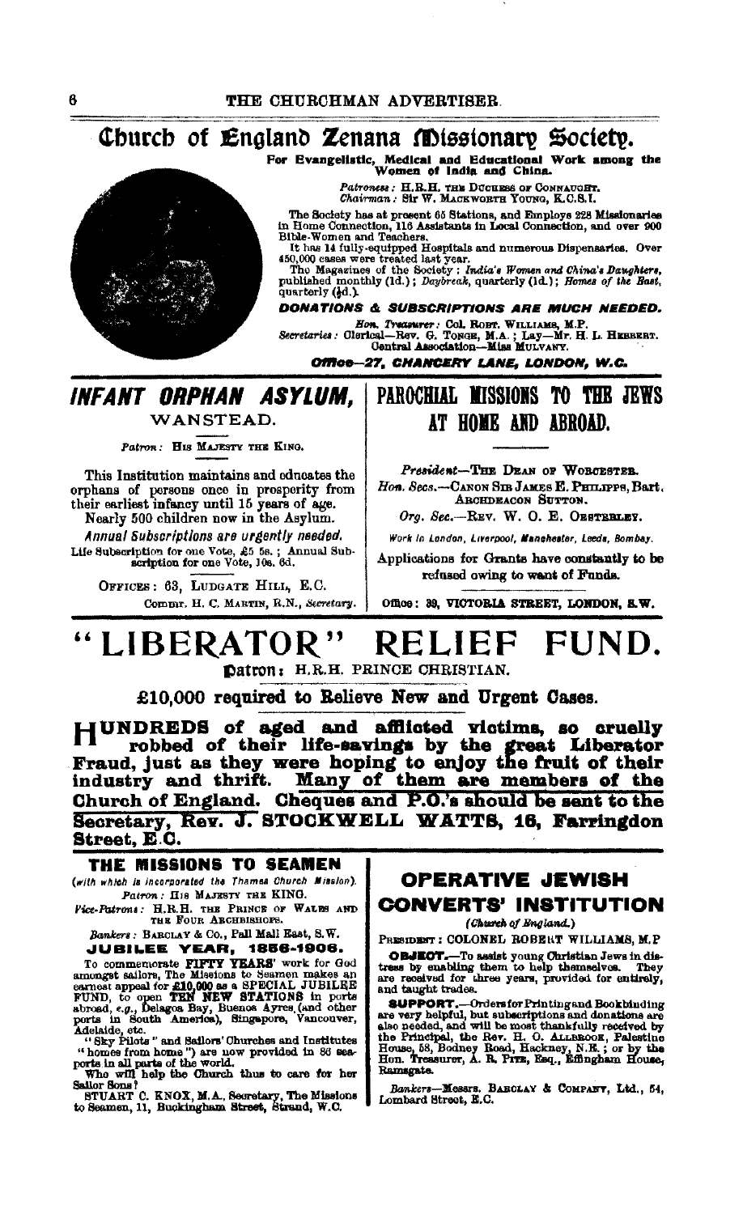## Church of England Zenana Missionary Society.

**For Evangelistic, Medical and Educational Work among the Women of India and China.**

*Patroness:* H.R.H. THE DUCHESS OF CONNAUGHT.
*Chairman:* Sir W. MACKWORTH YOUNG, K.C.S.I.

The Society has at present 65 Stations, and Employs 228 Missionaries in Home Connection, 116 Assistants in Local Connection, and over 900 Bible-Women and Teachers.

It has 14 fully-equipped Hospitals and numerous Dispensaries. Over 450,000 cases were treated last year.

The Magazines of the Society: *India's Women and China's Daughters*, published monthly (1d.); *Daybreak*, quarterly (1d.); *Homes of the East*, quarterly (½d.).

***DONATIONS & SUBSCRIPTIONS ARE MUCH NEEDED.***

*Hon. Treasurer:* COL. ROBT. WILLIAMS, M.P.
*Secretaries:* Clerical—Rev. G. TONGE, M.A.; Lay—Mr. H. L. HEBBERT.
Central Association—Miss MULVANY.

***Office—27, CHANCERY LANE, LONDON, W.C.***

---

## *INFANT ORPHAN ASYLUM,*

WANSTEAD.

*Patron:* HIS MAJESTY THE KING.

This Institution maintains and educates the orphans of persons once in prosperity from their earliest infancy until 15 years of age.

Nearly 500 children now in the Asylum.

*Annual Subscriptions are urgently needed.*

Life Subscription for one Vote, £5 5s.; Annual Subscription for one Vote, 10s. 6d.

OFFICES: 63, LUDGATE HILL, E.C.

COMMR. H. C. MARTIN, R.N., *Secretary.*

---

## PAROCHIAL MISSIONS TO THE JEWS AT HOME AND ABROAD.

*President*—THE DEAN OF WORCESTER.
*Hon. Secs.*—CANON SIR JAMES E. PHILIPPS, Bart.
ARCHDEACON SUTTON.
*Org. Sec.*—REV. W. O. E. OESTERLEY.

*Work in London, Liverpool, Manchester, Leeds, Bombay.*

Applications for Grants have constantly to be refused owing to want of Funds.

Office: 39, VICTORIA STREET, LONDON, S.W.

---

# "LIBERATOR" RELIEF FUND.

**Patron:** H.R.H. PRINCE CHRISTIAN.

**£10,000 required to Relieve New and Urgent Cases.**

**HUNDREDS of aged and afflicted victims, so cruelly robbed of their life-savings by the great Liberator Fraud, just as they were hoping to enjoy the fruit of their industry and thrift. Many of them are members of the Church of England. Cheques and P.O.'s should be sent to the Secretary, Rev. J. STOCKWELL WATTS, 16, Farringdon Street, E.C.**

---

## THE MISSIONS TO SEAMEN

*(with which is incorporated the Thames Church Mission).*

*Patron:* HIS MAJESTY THE KING.
*Vice-Patrons:* H.R.H. THE PRINCE OF WALES AND THE FOUR ARCHBISHOPS.
*Bankers:* BARCLAY & Co., Pall Mall East, S.W.

**JUBILEE YEAR, 1856-1906.**

To commemorate **FIFTY YEARS'** work for God amongst sailors, The Missions to Seamen makes an earnest appeal for **£10,000** as a SPECIAL JUBILEE FUND, to open **TEN NEW STATIONS** in ports abroad, *e.g.*, Delagoa Bay, Buenos Ayres, (and other ports in South America), Singapore, Vancouver, Adelaide, etc.

"Sky Pilots" and Sailors' Churches and Institutes ("homes from home") are now provided in 86 seaports in all parts of the world.

Who will help the Church thus to care for her Sailor Sons?

STUART C. KNOX, M.A., Secretary, The Missions to Seamen, 11, Buckingham Street, Strand, W.C.

---

## OPERATIVE JEWISH CONVERTS' INSTITUTION

*(Church of England.)*

PRESIDENT: COLONEL ROBERT WILLIAMS, M.P.

**OBJECT.**—To assist young Christian Jews in distress by enabling them to help themselves. They are received for three years, provided for entirely, and taught trades.

**SUPPORT.**—Orders for Printing and Bookbinding are very helpful, but subscriptions and donations are also needed, and will be most thankfully received by the Principal, the Rev. H. O. ALLBROOK, Palestine House, 58, Bodney Road, Hackney, N.E.; or by the Hon. Treasurer, A. R. PITE, Esq., Effingham House, Ramsgate.

*Bankers*—Messrs. BARCLAY & COMPANY, Ltd., 54, Lombard Street, E.C.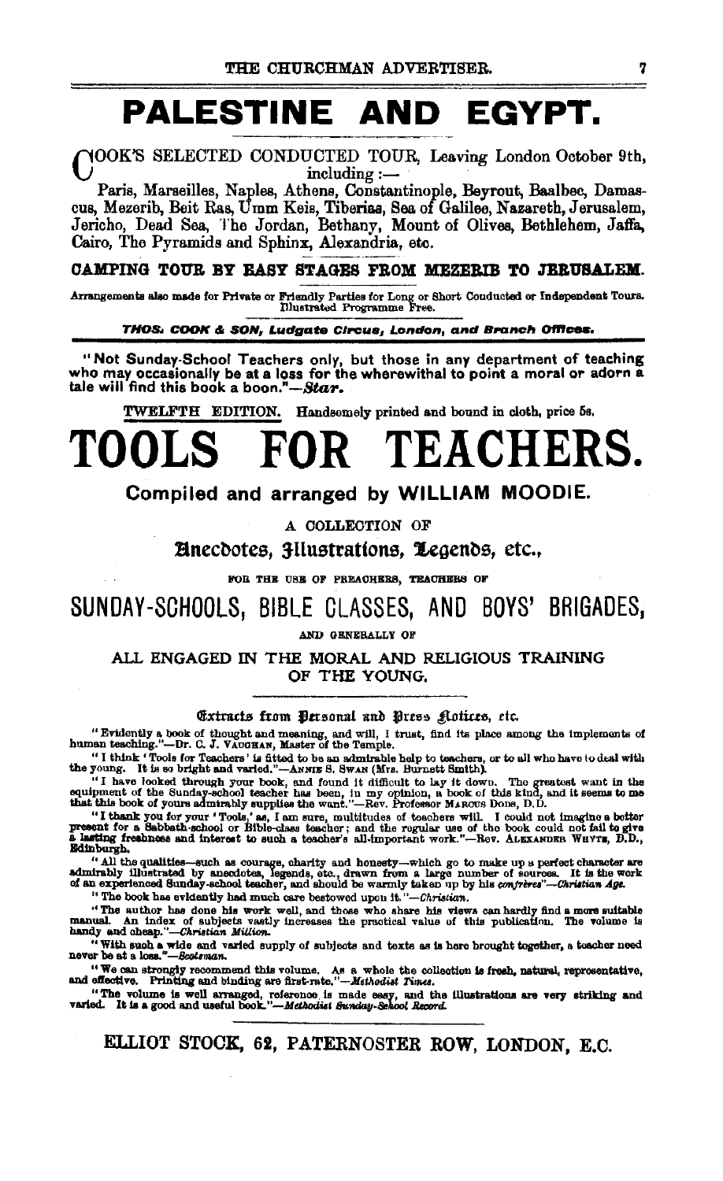# PALESTINE AND EGYPT.

COOK'S SELECTED CONDUCTED TOUR, Leaving London October 9th, including :—

Paris, Marseilles, Naples, Athens, Constantinople, Beyrout, Baalbec, Damascus, Mezerib, Beit Ras, Umm Keis, Tiberias, Sea of Galilee, Nazareth, Jerusalem, Jericho, Dead Sea, The Jordan, Bethany, Mount of Olives, Bethlehem, Jaffa, Cairo, The Pyramids and Sphinx, Alexandria, etc.

**CAMPING TOUR BY EASY STAGES FROM MEZERIB TO JERUSALEM.**

Arrangements also made for Private or Friendly Parties for Long or Short Conducted or Independent Tours. Illustrated Programme Free.

***THOS. COOK & SON, Ludgate Circus, London, and Branch Offices.***

---

**"Not Sunday-School Teachers only, but those in any department of teaching who may occasionally be at a loss for the wherewithal to point a moral or adorn a tale will find this book a boon."—*Star*.**

TWELFTH EDITION. Handsomely printed and bound in cloth, price 5s.

# TOOLS FOR TEACHERS.

## Compiled and arranged by WILLIAM MOODIE.

A COLLECTION OF

### Anecdotes, Illustrations, Legends, etc.,

FOR THE USE OF PREACHERS, TEACHERS OF

## SUNDAY-SCHOOLS, BIBLE CLASSES, AND BOYS' BRIGADES,

AND GENERALLY OF

### ALL ENGAGED IN THE MORAL AND RELIGIOUS TRAINING OF THE YOUNG.

**Extracts from Personal and Press Notices, etc.**

"Evidently a book of thought and meaning, and will, I trust, find its place among the implements of human teaching."—Dr. C. J. VAUGHAN, Master of the Temple.

"I think 'Tools for Teachers' is fitted to be an admirable help to teachers, or to all who have to deal with the young. It is so bright and varied."—ANNIE S. SWAN (Mrs. Burnett Smith).

"I have looked through your book, and found it difficult to lay it down. The greatest want in the equipment of the Sunday-school teacher has been, in my opinion, a book of this kind, and it seems to me that this book of yours admirably supplies the want."—Rev. Professor MARCUS DODS, D.D.

"I thank you for your 'Tools,' as, I am sure, multitudes of teachers will. I could not imagine a better present for a Sabbath-school or Bible-class teacher; and the regular use of the book could not fail to give a lasting freshness and interest to such a teacher's all-important work."—Rev. ALEXANDER WHYTE, D.D., Edinburgh.

"All the qualities—such as courage, charity and honesty—which go to make up a perfect character are admirably illustrated by anecdotes, legends, etc., drawn from a large number of sources. It is the work of an experienced Sunday-school teacher, and should be warmly taken up by his *confrères*"—*Christian Age*.

"The book has evidently had much care bestowed upon it."—*Christian*.

"The author has done his work well, and those who share his views can hardly find a more suitable manual. An index of subjects vastly increases the practical value of this publication. The volume is handy and cheap."—*Christian Million*.

"With such a wide and varied supply of subjects and texts as is here brought together, a teacher need never be at a loss."—*Scotsman*.

"We can strongly recommend this volume. As a whole the collection is fresh, natural, representative, and effective. Printing and binding are first-rate."—*Methodist Times*.

"The volume is well arranged, reference is made easy, and the illustrations are very striking and varied. It is a good and useful book."—*Methodist Sunday-School Record*.

---

ELLIOT STOCK, 62, PATERNOSTER ROW, LONDON, E.C.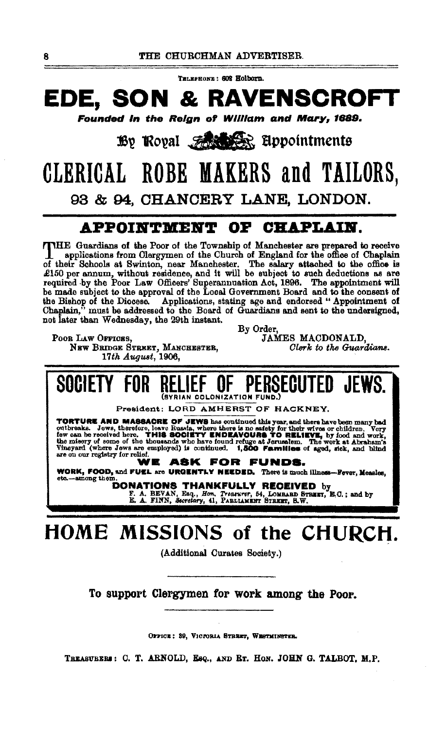TELEPHONE: 602 Holborn.

# EDE, SON & RAVENSCROFT

***Founded in the Reign of William and Mary, 1689.***

By Royal Appointments

# CLERICAL ROBE MAKERS and TAILORS,

## 93 & 94, CHANCERY LANE, LONDON.

---

## APPOINTMENT OF CHAPLAIN.

THE Guardians of the Poor of the Township of Manchester are prepared to receive applications from Clergymen of the Church of England for the office of Chaplain of their Schools at Swinton, near Manchester. The salary attached to the office is £150 per annum, without residence, and it will be subject to such deductions as are required by the Poor Law Officers' Superannuation Act, 1896. The appointment will be made subject to the approval of the Local Government Board and to the consent of the Bishop of the Diocese. Applications, stating age and endorsed "Appointment of Chaplain," must be addressed to the Board of Guardians and sent to the undersigned, not later than Wednesday, the 29th instant.

By Order,
JAMES MACDONALD,
*Clerk to the Guardians.*

POOR LAW OFFICES,
NEW BRIDGE STREET, MANCHESTER,
*17th August*, 1906,

---

# SOCIETY FOR RELIEF OF PERSECUTED JEWS.

(SYRIAN COLONIZATION FUND.)

President: LORD AMHERST OF HACKNEY.

**TORTURE AND MASSACRE OF JEWS** has continued this year, and there have been many bad outbreaks. Jews, therefore, leave Russia, where there is no safety for their wives or children. Very few can be received here. **THIS SOCIETY ENDEAVOURS TO RELIEVE,** by food and work, the misery of some of the thousands who have found refuge at Jerusalem. The work at Abraham's Vineyard (where Jews are employed) is continued. **1,500 Families** of aged, sick, and blind are on our registry for relief.

**WE ASK FOR FUNDS.**

**WORK, FOOD,** and **FUEL** are **URGENTLY NEEDED.** There is much illness—Fever, Measles, etc.—among them.

**DONATIONS THANKFULLY RECEIVED** by
F. A. BEVAN, Esq., *Hon. Treasurer*, 54, LOMBARD STREET, E.C.; and by
E. A. FINN, *Secretary*, 41, PARLIAMENT STREET, S.W.

---

# HOME MISSIONS of the CHURCH.

(Additional Curates Society.)

**To support Clergymen for work among the Poor.**

OFFICE: 39, VICTORIA STREET, WESTMINSTER.

TREASURERS: C. T. ARNOLD, ESQ., AND RT. HON. JOHN G. TALBOT, M.P.